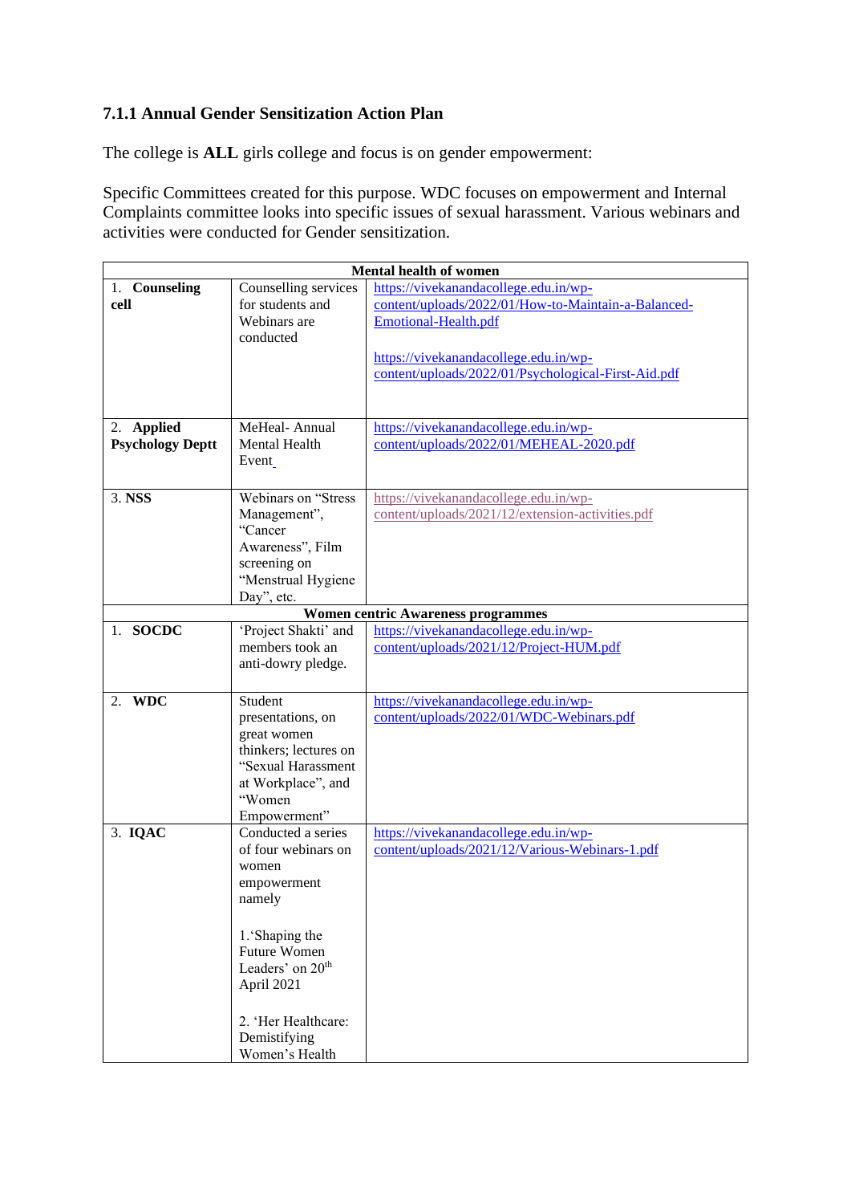### 7.1.1 Annual Gender Sensitization Action Plan

The college is **ALL** girls college and focus is on gender empowerment:

Specific Committees created for this purpose. WDC focuses on empowerment and Internal Complaints committee looks into specific issues of sexual harassment. Various webinars and activities were conducted for Gender sensitization.

| **Mental health of women** | | |
|---|---|---|
| 1. **Counseling cell** | Counselling services for students and Webinars are conducted | https://vivekanandacollege.edu.in/wp-content/uploads/2022/01/How-to-Maintain-a-Balanced-Emotional-Health.pdf<br><br>https://vivekanandacollege.edu.in/wp-content/uploads/2022/01/Psychological-First-Aid.pdf |
| 2. **Applied Psychology Deptt** | MeHeal- Annual Mental Health Event | https://vivekanandacollege.edu.in/wp-content/uploads/2022/01/MEHEAL-2020.pdf |
| 3. **NSS** | Webinars on "Stress Management", "Cancer Awareness", Film screening on "Menstrual Hygiene Day", etc. | https://vivekanandacollege.edu.in/wp-content/uploads/2021/12/extension-activities.pdf |
| **Women centric Awareness programmes** | | |
| 1. **SOCDC** | 'Project Shakti' and members took an anti-dowry pledge. | https://vivekanandacollege.edu.in/wp-content/uploads/2021/12/Project-HUM.pdf |
| 2. **WDC** | Student presentations, on great women thinkers; lectures on "Sexual Harassment at Workplace", and "Women Empowerment" | https://vivekanandacollege.edu.in/wp-content/uploads/2022/01/WDC-Webinars.pdf |
| 3. **IQAC** | Conducted a series of four webinars on women empowerment namely<br><br>1.'Shaping the Future Women Leaders' on 20th April 2021<br><br>2. 'Her Healthcare: Demystifying Women's Health | https://vivekanandacollege.edu.in/wp-content/uploads/2021/12/Various-Webinars-1.pdf |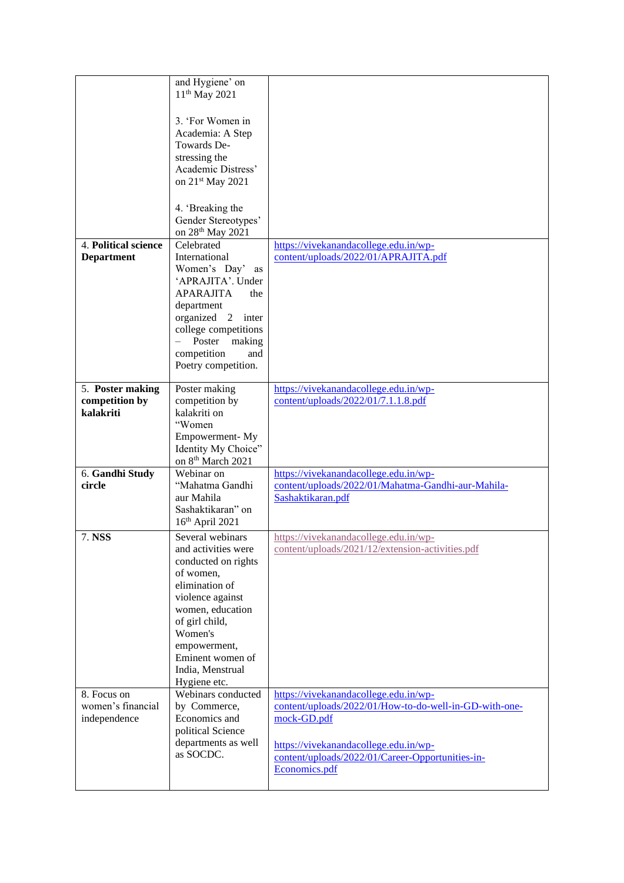| | | |
|---|---|---|
| | and Hygiene' on 11th May 2021<br><br>3. 'For Women in Academia: A Step Towards De-stressing the Academic Distress' on 21st May 2021<br><br>4. 'Breaking the Gender Stereotypes' on 28th May 2021 | |
| 4. **Political science Department** | Celebrated International Women's Day' as 'APRAJITA'. Under APARAJITA the department organized 2 inter college competitions – Poster making competition and Poetry competition. | https://vivekanandacollege.edu.in/wp-content/uploads/2022/01/APRAJITA.pdf |
| 5. **Poster making competition by kalakriti** | Poster making competition by kalakriti on "Women Empowerment- My Identity My Choice" on 8th March 2021 | https://vivekanandacollege.edu.in/wp-content/uploads/2022/01/7.1.1.8.pdf |
| 6. **Gandhi Study circle** | Webinar on "Mahatma Gandhi aur Mahila Sashaktikaran" on 16th April 2021 | https://vivekanandacollege.edu.in/wp-content/uploads/2022/01/Mahatma-Gandhi-aur-Mahila-Sashaktikaran.pdf |
| 7. **NSS** | Several webinars and activities were conducted on rights of women, elimination of violence against women, education of girl child, Women's empowerment, Eminent women of India, Menstrual Hygiene etc. | https://vivekanandacollege.edu.in/wp-content/uploads/2021/12/extension-activities.pdf |
| 8. Focus on women's financial independence | Webinars conducted by Commerce, Economics and political Science departments as well as SOCDC. | https://vivekanandacollege.edu.in/wp-content/uploads/2022/01/How-to-do-well-in-GD-with-one-mock-GD.pdf<br><br>https://vivekanandacollege.edu.in/wp-content/uploads/2022/01/Career-Opportunities-in-Economics.pdf |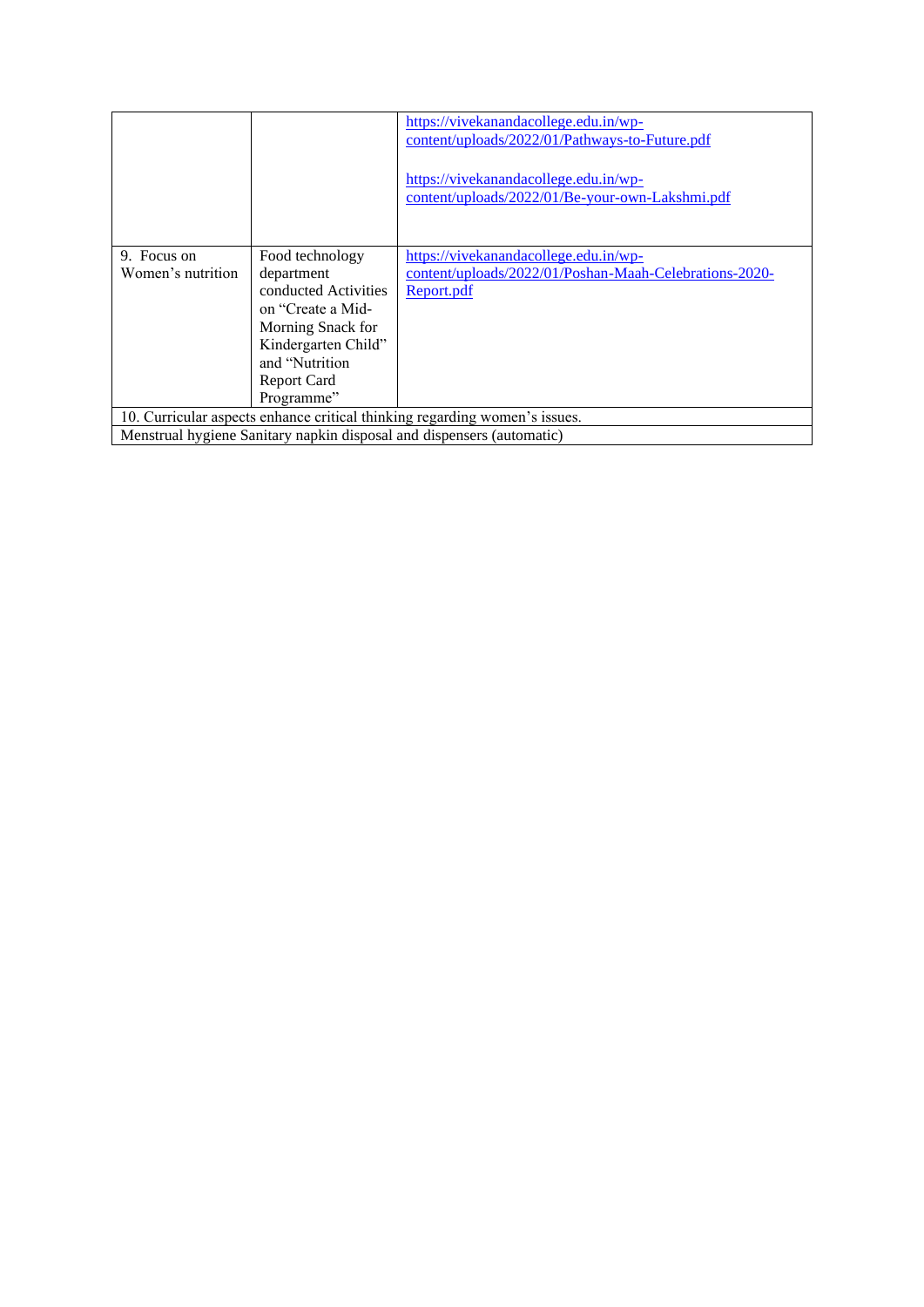| | | |
|---|---|---|
| | | https://vivekanandacollege.edu.in/wp-content/uploads/2022/01/Pathways-to-Future.pdf<br><br>https://vivekanandacollege.edu.in/wp-content/uploads/2022/01/Be-your-own-Lakshmi.pdf |
| 9. Focus on Women's nutrition | Food technology department conducted Activities on "Create a Mid-Morning Snack for Kindergarten Child" and "Nutrition Report Card Programme" | https://vivekanandacollege.edu.in/wp-content/uploads/2022/01/Poshan-Maah-Celebrations-2020-Report.pdf |
| 10. Curricular aspects enhance critical thinking regarding women's issues. | | |
| Menstrual hygiene Sanitary napkin disposal and dispensers (automatic) | | |